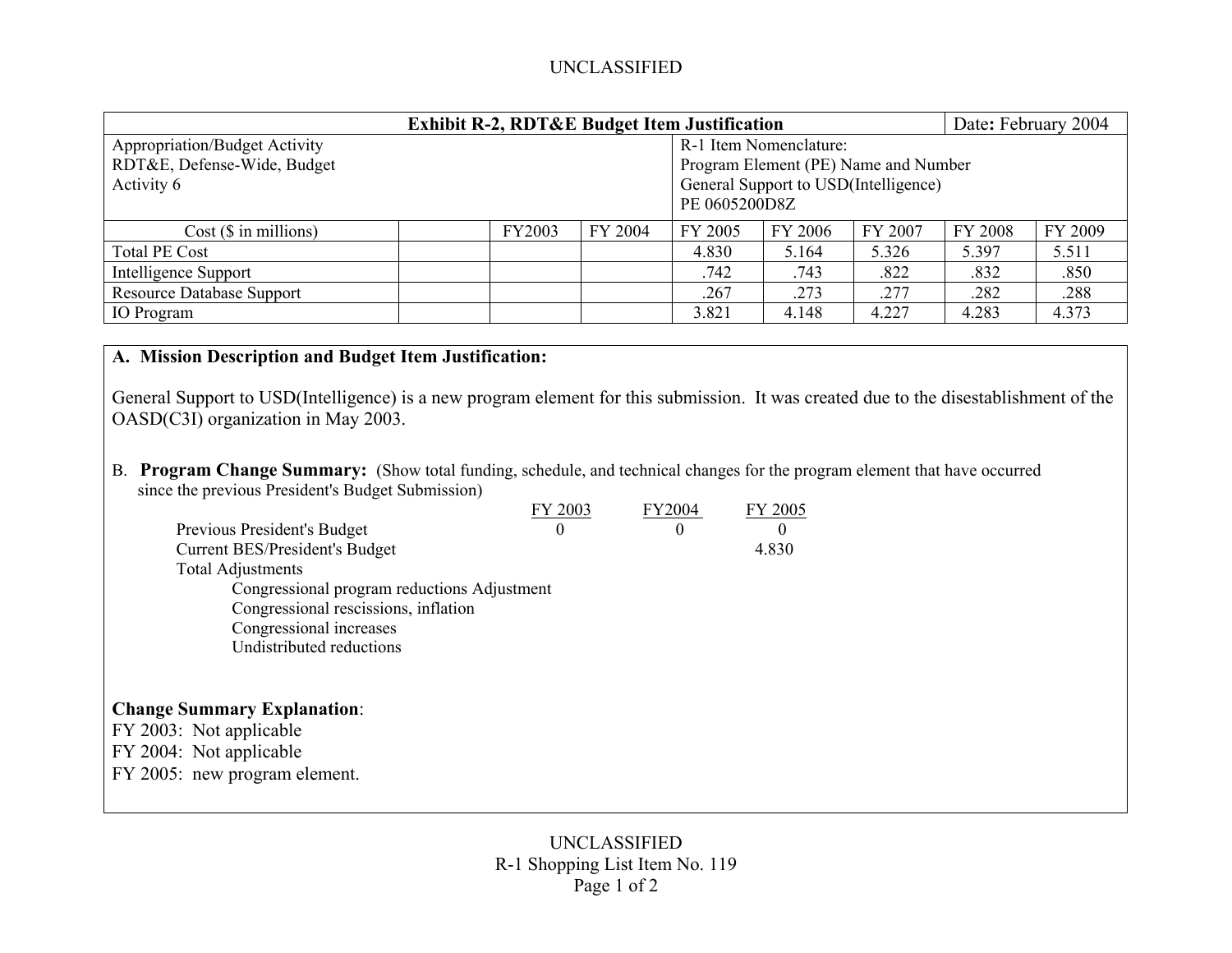UNCLASSIFIED

| Exhibit R-2, RDT&E Budget Item Justification | | | | | | | | Date: February 2004 |
|---|---|---|---|---|---|---|---|---|
| Appropriation/Budget Activity<br>RDT&E, Defense-Wide, Budget<br>Activity 6 | | | | R-1 Item Nomenclature:<br>Program Element (PE) Name and Number<br>General Support to USD(Intelligence)<br>PE 0605200D8Z | | | | |
| Cost ($ in millions) | | FY2003 | FY 2004 | FY 2005 | FY 2006 | FY 2007 | FY 2008 | FY 2009 |
| Total PE Cost | | | | 4.830 | 5.164 | 5.326 | 5.397 | 5.511 |
| Intelligence Support | | | | .742 | .743 | .822 | .832 | .850 |
| Resource Database Support | | | | .267 | .273 | .277 | .282 | .288 |
| IO Program | | | | 3.821 | 4.148 | 4.227 | 4.283 | 4.373 |

**A. Mission Description and Budget Item Justification:**

General Support to USD(Intelligence) is a new program element for this submission. It was created due to the disestablishment of the OASD(C3I) organization in May 2003.

B. **Program Change Summary:** (Show total funding, schedule, and technical changes for the program element that have occurred since the previous President's Budget Submission)

| | FY 2003 | FY2004 | FY 2005 |
|---|---|---|---|
| Previous President's Budget | 0 | 0 | 0 |
| Current BES/President's Budget | | | 4.830 |
| Total Adjustments | | | |
| Congressional program reductions Adjustment | | | |
| Congressional rescissions, inflation | | | |
| Congressional increases | | | |
| Undistributed reductions | | | |

**Change Summary Explanation**:
FY 2003: Not applicable
FY 2004: Not applicable
FY 2005: new program element.

UNCLASSIFIED
R-1 Shopping List Item No. 119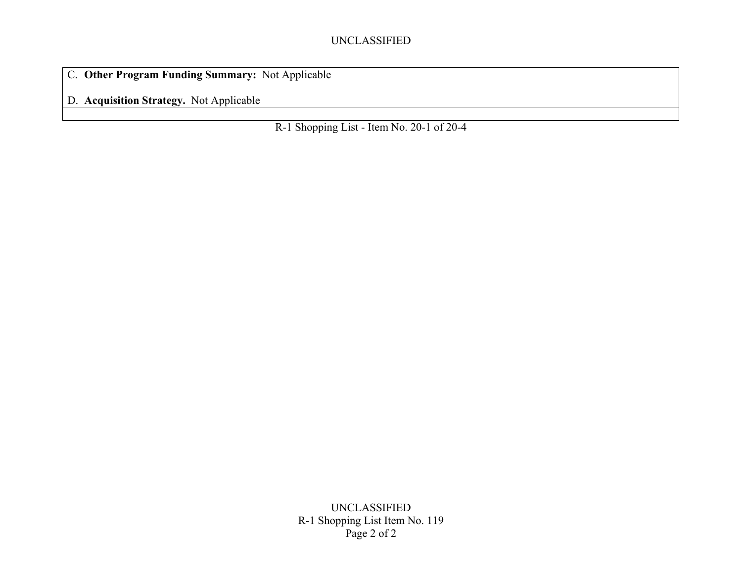C. **Other Program Funding Summary:** Not Applicable

D. **Acquisition Strategy.** Not Applicable

R-1 Shopping List - Item No. 20-1 of 20-4